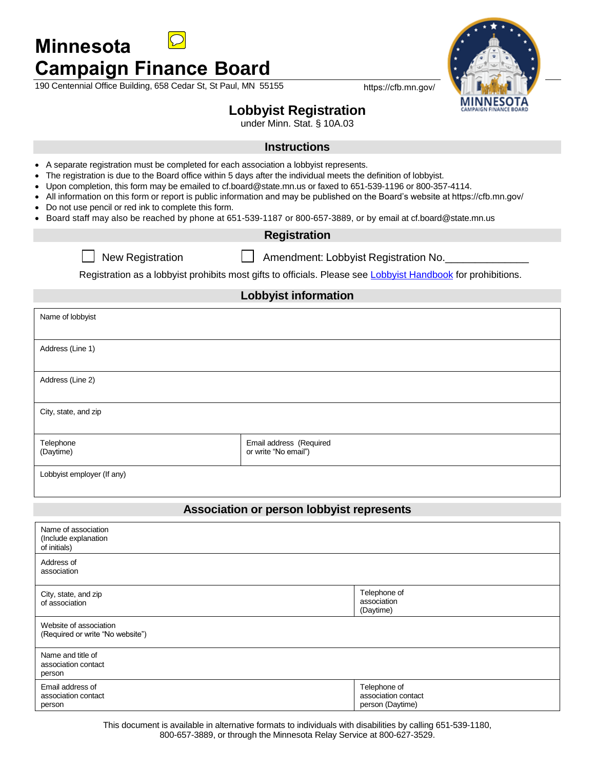# Minnesota Campaign Finance Board

190 Centennial Office Building, 658 Cedar St, St Paul, MN 55155 https://cfb.mn.gov/

## Lobbyist Registration

under Minn. Stat. § 10A.03

### Instructions

- A separate registration must be completed for each association a lobbyist represents.
- The registration is due to the Board office within 5 days after the individual meets the definition of lobbyist.
- Upon completion, this form may be emailed to cf.board@state.mn.us or faxed to 651-539-1196 or 800-357-4114.
- All information on this form or report is public information and may be published on the Board's website at https://cfb.mn.gov/
- Do not use pencil or red ink to complete this form.
- Board staff may also be reached by phone at 651-539-1187 or 800-657-3889, or by email at cf.board@state.mn.us

### Registration

☐ New Registration ☐ Amendment: Lobbyist Registration No.______________

Registration as a lobbyist prohibits most gifts to officials. Please see Lobbyist Handbook for prohibitions.

### Lobbyist information

| Name of lobbyist | |
|---|---|
| Address (Line 1) | |
| Address (Line 2) | |
| City, state, and zip | |
| Telephone (Daytime) | Email address (Required or write "No email") |
| Lobbyist employer (If any) | |

### Association or person lobbyist represents

| Name of association (Include explanation of initials) | |
|---|---|
| Address of association | |
| City, state, and zip of association | Telephone of association (Daytime) |
| Website of association (Required or write "No website") | |
| Name and title of association contact person | |
| Email address of association contact person | Telephone of association contact person (Daytime) |

This document is available in alternative formats to individuals with disabilities by calling 651-539-1180, 800-657-3889, or through the Minnesota Relay Service at 800-627-3529.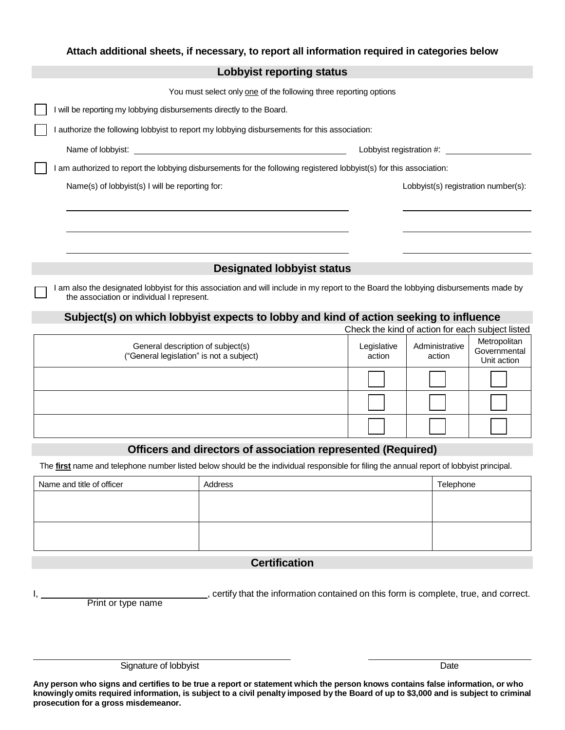**Attach additional sheets, if necessary, to report all information required in categories below**

## Lobbyist reporting status

You must select only one of the following three reporting options

☐ I will be reporting my lobbying disbursements directly to the Board.

☐ I authorize the following lobbyist to report my lobbying disbursements for this association:

Name of lobbyist: ______________________ Lobbyist registration #: ______________

☐ I am authorized to report the lobbying disbursements for the following registered lobbyist(s) for this association:

Name(s) of lobbyist(s) I will be reporting for: ______________________

Lobbyist(s) registration number(s): ______________

## Designated lobbyist status

☐ I am also the designated lobbyist for this association and will include in my report to the Board the lobbying disbursements made by the association or individual I represent.

## Subject(s) on which lobbyist expects to lobby and kind of action seeking to influence

Check the kind of action for each subject listed

| General description of subject(s) ("General legislation" is not a subject) | Legislative action | Administrative action | Metropolitan Governmental Unit action |
|---|---|---|---|
| | ☐ | ☐ | ☐ |
| | ☐ | ☐ | ☐ |
| | ☐ | ☐ | ☐ |

## Officers and directors of association represented (Required)

The **first** name and telephone number listed below should be the individual responsible for filing the annual report of lobbyist principal.

| Name and title of officer | Address | Telephone |
|---|---|---|
| | | |
| | | |

## Certification

I, ______________________, certify that the information contained on this form is complete, true, and correct.
Print or type name

______________________
Signature of lobbyist

______________________
Date

**Any person who signs and certifies to be true a report or statement which the person knows contains false information, or who knowingly omits required information, is subject to a civil penalty imposed by the Board of up to $3,000 and is subject to criminal prosecution for a gross misdemeanor.**